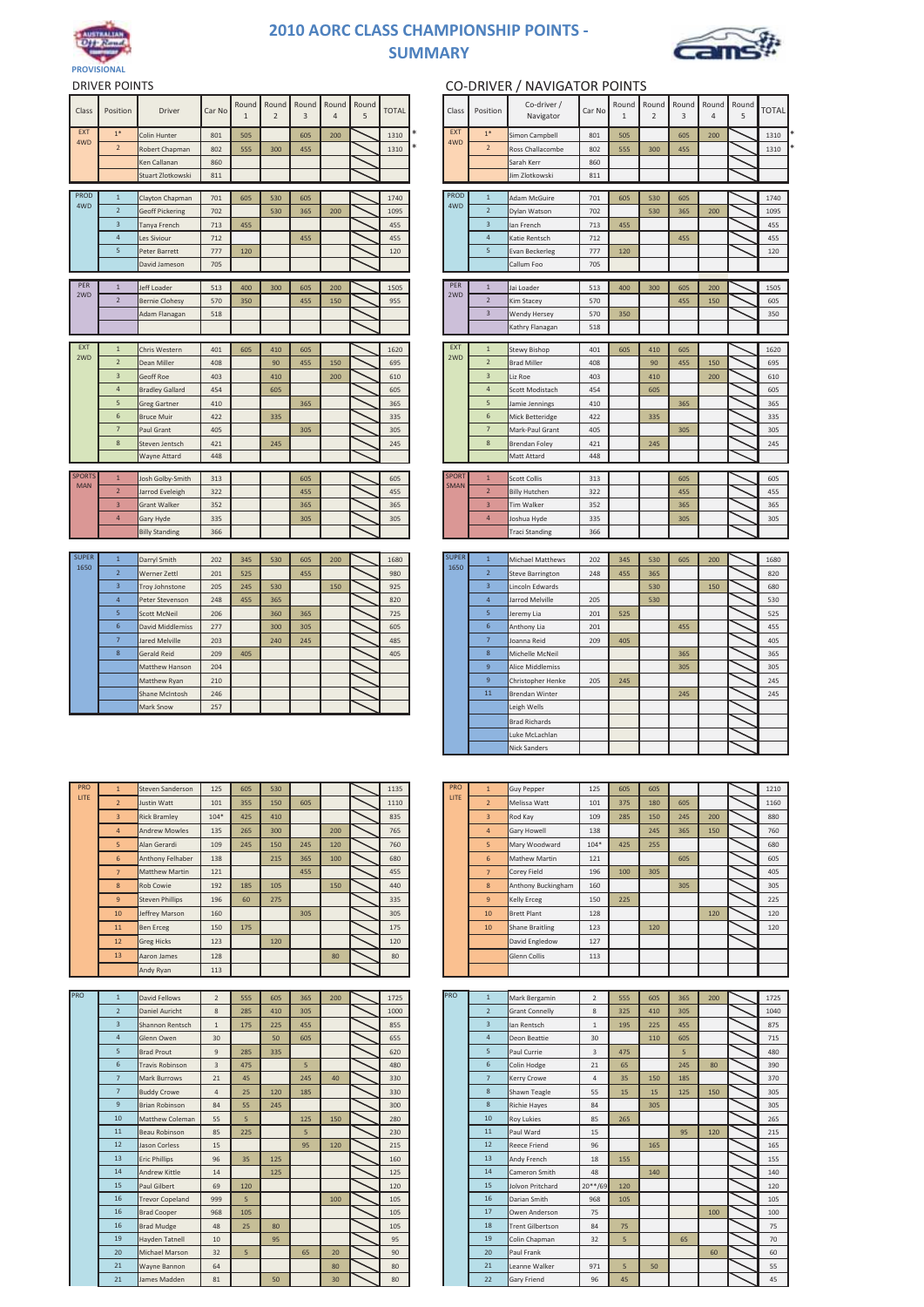# 2010 AORC CLASS CHAMPIONSHIP POINTS - SUMMARY

PROVISIONAL

## DRIVER POINTS

| Class | Position | Driver | Car No | Round 1 | Round 2 | Round 3 | Round 4 | Round 5 | TOTAL |
|---|---|---|---|---|---|---|---|---|---|
| EXT 4WD | 1* | Colin Hunter | 801 | 505 | | 605 | 200 | | 1310 * |
| | 2 | Robert Chapman | 802 | 555 | 300 | 455 | | | 1310 * |
| | | Ken Callanan | 860 | | | | | | |
| | | Stuart Zlotkowski | 811 | | | | | | |
| PROD 4WD | 1 | Clayton Chapman | 701 | 605 | 530 | 605 | | | 1740 |
| | 2 | Geoff Pickering | 702 | | 530 | 365 | 200 | | 1095 |
| | 3 | Tanya French | 713 | 455 | | | | | 455 |
| | 4 | Les Siviour | 712 | | | 455 | | | 455 |
| | 5 | Peter Barrett | 777 | 120 | | | | | 120 |
| | | David Jameson | 705 | | | | | | |
| PER 2WD | 1 | Jeff Loader | 513 | 400 | 300 | 605 | 200 | | 1505 |
| | 2 | Bernie Clohesy | 570 | 350 | | 455 | 150 | | 955 |
| | | Adam Flanagan | 518 | | | | | | |
| EXT 2WD | 1 | Chris Western | 401 | 605 | 410 | 605 | | | 1620 |
| | 2 | Dean Miller | 408 | | 90 | 455 | 150 | | 695 |
| | 3 | Geoff Roe | 403 | | 410 | | 200 | | 610 |
| | 4 | Bradley Gallard | 454 | | 605 | | | | 605 |
| | 5 | Greg Gartner | 410 | | | 365 | | | 365 |
| | 6 | Bruce Muir | 422 | | 335 | | | | 335 |
| | 7 | Paul Grant | 405 | | | 305 | | | 305 |
| | 8 | Steven Jentsch | 421 | | 245 | | | | 245 |
| | | Wayne Attard | 448 | | | | | | |
| SPORTSMAN | 1 | Josh Golby-Smith | 313 | | | 605 | | | 605 |
| | 2 | Jarrod Eveleigh | 322 | | | 455 | | | 455 |
| | 3 | Grant Walker | 352 | | | 365 | | | 365 |
| | 4 | Gary Hyde | 335 | | | 305 | | | 305 |
| | | Billy Standing | 366 | | | | | | |
| SUPER 1650 | 1 | Darryl Smith | 202 | 345 | 530 | 605 | 200 | | 1680 |
| | 2 | Werner Zettl | 201 | 525 | | 455 | | | 980 |
| | 3 | Troy Johnstone | 205 | 245 | 530 | | 150 | | 925 |
| | 4 | Peter Stevenson | 248 | 455 | 365 | | | | 820 |
| | 5 | Scott McNeil | 206 | | 360 | 365 | | | 725 |
| | 6 | David Middlemiss | 277 | | 300 | 305 | | | 605 |
| | 7 | Jared Melville | 203 | | 240 | 245 | | | 485 |
| | 8 | Gerald Reid | 209 | 405 | | | | | 405 |
| | | Matthew Hanson | 204 | | | | | | |
| | | Matthew Ryan | 210 | | | | | | |
| | | Shane McIntosh | 246 | | | | | | |
| | | Mark Snow | 257 | | | | | | |
| PRO LITE | 1 | Steven Sanderson | 125 | 605 | 530 | | | | 1135 |
| | 2 | Justin Watt | 101 | 355 | 150 | 605 | | | 1110 |
| | 3 | Rick Bramley | 104* | 425 | 410 | | | | 835 |
| | 4 | Andrew Mowles | 135 | 265 | 300 | | 200 | | 765 |
| | 5 | Alan Gerardi | 109 | 245 | 150 | 245 | 120 | | 760 |
| | 6 | Anthony Felhaber | 138 | | 215 | 365 | 100 | | 680 |
| | 7 | Matthew Martin | 121 | | | 455 | | | 455 |
| | 8 | Rob Cowie | 192 | 185 | 105 | | 150 | | 440 |
| | 9 | Steven Phillips | 196 | 60 | 275 | | | | 335 |
| | 10 | Jeffrey Marson | 160 | | | 305 | | | 305 |
| | 11 | Ben Erceg | 150 | 175 | | | | | 175 |
| | 12 | Greg Hicks | 123 | | 120 | | | | 120 |
| | 13 | Aaron James | 128 | | | | 80 | | 80 |
| | | Andy Ryan | 113 | | | | | | |
| PRO | 1 | David Fellows | 2 | 555 | 605 | 365 | 200 | | 1725 |
| | 2 | Daniel Auricht | 8 | 285 | 410 | 305 | | | 1000 |
| | 3 | Shannon Rentsch | 1 | 175 | 225 | 455 | | | 855 |
| | 4 | Glenn Owen | 30 | | 50 | 605 | | | 655 |
| | 5 | Brad Prout | 9 | 285 | 335 | | | | 620 |
| | 6 | Travis Robinson | 3 | 475 | | 5 | | | 480 |
| | 7 | Mark Burrows | 21 | 45 | | 245 | 40 | | 330 |
| | 7 | Buddy Crowe | 4 | 25 | 120 | 185 | | | 330 |
| | 9 | Brian Robinson | 84 | 55 | 245 | | | | 300 |
| | 10 | Matthew Coleman | 55 | 5 | | 125 | 150 | | 280 |
| | 11 | Beau Robinson | 85 | 225 | | 5 | | | 230 |
| | 12 | Jason Corless | 15 | | | 95 | 120 | | 215 |
| | 13 | Eric Phillips | 96 | 35 | 125 | | | | 160 |
| | 14 | Andrew Kittle | 14 | | 125 | | | | 125 |
| | 15 | Paul Gilbert | 69 | 120 | | | | | 120 |
| | 16 | Trevor Copeland | 999 | 5 | | | 100 | | 105 |
| | 16 | Brad Cooper | 968 | 105 | | | | | 105 |
| | 16 | Brad Mudge | 48 | 25 | 80 | | | | 105 |
| | 19 | Hayden Tatnell | 10 | | 95 | | | | 95 |
| | 20 | Michael Marson | 32 | 5 | | 65 | 20 | | 90 |
| | 21 | Wayne Bannon | 64 | | | | 80 | | 80 |
| | 21 | James Madden | 81 | | 50 | | 30 | | 80 |

## CO-DRIVER / NAVIGATOR POINTS

| Class | Position | Co-driver / Navigator | Car No | Round 1 | Round 2 | Round 3 | Round 4 | Round 5 | TOTAL |
|---|---|---|---|---|---|---|---|---|---|
| EXT 4WD | 1* | Simon Campbell | 801 | 505 | | 605 | 200 | | 1310 * |
| | 2 | Ross Challacombe | 802 | 555 | 300 | 455 | | | 1310 * |
| | | Sarah Kerr | 860 | | | | | | |
| | | Jim Zlotkowski | 811 | | | | | | |
| PROD 4WD | 1 | Adam McGuire | 701 | 605 | 530 | 605 | | | 1740 |
| | 2 | Dylan Watson | 702 | | 530 | 365 | 200 | | 1095 |
| | 3 | Ian French | 713 | 455 | | | | | 455 |
| | 4 | Katie Rentsch | 712 | | | 455 | | | 455 |
| | 5 | Evan Beckerleg | 777 | 120 | | | | | 120 |
| | | Callum Foo | 705 | | | | | | |
| PER 2WD | 1 | Jai Loader | 513 | 400 | 300 | 605 | 200 | | 1505 |
| | 2 | Kim Stacey | 570 | | | 455 | 150 | | 605 |
| | 3 | Wendy Hersey | 570 | 350 | | | | | 350 |
| | | Kathry Flanagan | 518 | | | | | | |
| EXT 2WD | 1 | Stewy Bishop | 401 | 605 | 410 | 605 | | | 1620 |
| | 2 | Brad Miller | 408 | | 90 | 455 | 150 | | 695 |
| | 3 | Liz Roe | 403 | | 410 | | 200 | | 610 |
| | 4 | Scott Modistach | 454 | | 605 | | | | 605 |
| | 5 | Jamie Jennings | 410 | | | 365 | | | 365 |
| | 6 | Mick Betteridge | 422 | | 335 | | | | 335 |
| | 7 | Mark-Paul Grant | 405 | | | 305 | | | 305 |
| | 8 | Brendan Foley | 421 | | 245 | | | | 245 |
| | | Matt Attard | 448 | | | | | | |
| SPORTSMAN | 1 | Scott Collis | 313 | | | 605 | | | 605 |
| | 2 | Billy Hutchen | 322 | | | 455 | | | 455 |
| | 3 | Tim Walker | 352 | | | 365 | | | 365 |
| | 4 | Joshua Hyde | 335 | | | 305 | | | 305 |
| | | Traci Standing | 366 | | | | | | |
| SUPER 1650 | 1 | Michael Matthews | 202 | 345 | 530 | 605 | 200 | | 1680 |
| | 2 | Steve Barrington | 248 | 455 | 365 | | | | 820 |
| | 3 | Lincoln Edwards | | | 530 | | 150 | | 680 |
| | 4 | Jarrod Melville | 205 | | 530 | | | | 530 |
| | 5 | Jeremy Lia | 201 | 525 | | | | | 525 |
| | 6 | Anthony Lia | 201 | | | 455 | | | 455 |
| | 7 | Joanna Reid | 209 | 405 | | | | | 405 |
| | 8 | Michelle McNeil | | | | 365 | | | 365 |
| | 9 | Alice Middlemiss | | | | 305 | | | 305 |
| | 9 | Christopher Henke | 205 | 245 | | | | | 245 |
| | 11 | Brendan Winter | | | | 245 | | | 245 |
| | | Leigh Wells | | | | | | | |
| | | Brad Richards | | | | | | | |
| | | Luke McLachlan | | | | | | | |
| | | Nick Sanders | | | | | | | |
| PRO LITE | 1 | Guy Pepper | 125 | 605 | 605 | | | | 1210 |
| | 2 | Melissa Watt | 101 | 375 | 180 | 605 | | | 1160 |
| | 3 | Rod Kay | 109 | 285 | 150 | 245 | 200 | | 880 |
| | 4 | Gary Howell | 138 | | 245 | 365 | 150 | | 760 |
| | 5 | Mary Woodward | 104* | 425 | 255 | | | | 680 |
| | 6 | Mathew Martin | 121 | | | 605 | | | 605 |
| | 7 | Corey Field | 196 | 100 | 305 | | | | 405 |
| | 8 | Anthony Buckingham | 160 | | | 305 | | | 305 |
| | 9 | Kelly Erceg | 150 | 225 | | | | | 225 |
| | 10 | Brett Plant | 128 | | | | 120 | | 120 |
| | 10 | Shane Braitling | 123 | | 120 | | | | 120 |
| | | David Engledow | 127 | | | | | | |
| | | Glenn Collis | 113 | | | | | | |
| PRO | 1 | Mark Bergamin | 2 | 555 | 605 | 365 | 200 | | 1725 |
| | 2 | Grant Connelly | 8 | 325 | 410 | 305 | | | 1040 |
| | 3 | Ian Rentsch | 1 | 195 | 225 | 455 | | | 875 |
| | 4 | Deon Beattie | 30 | | 110 | 605 | | | 715 |
| | 5 | Paul Currie | 3 | 475 | | 5 | | | 480 |
| | 6 | Colin Hodge | 21 | 65 | | 245 | 80 | | 390 |
| | 7 | Kerry Crowe | 4 | 35 | 150 | 185 | | | 370 |
| | 8 | Shawn Teagle | 55 | 15 | 15 | 125 | 150 | | 305 |
| | 8 | Richie Hayes | 84 | | 305 | | | | 305 |
| | 10 | Roy Lukies | 85 | 265 | | | | | 265 |
| | 11 | Paul Ward | 15 | | | 95 | 120 | | 215 |
| | 12 | Reece Friend | 96 | | 165 | | | | 165 |
| | 13 | Andy French | 18 | 155 | | | | | 155 |
| | 14 | Cameron Smith | 48 | | 140 | | | | 140 |
| | 15 | Jolvon Pritchard | 20**/69 | 120 | | | | | 120 |
| | 16 | Darian Smith | 968 | 105 | | | | | 105 |
| | 17 | Owen Anderson | 75 | | | | 100 | | 100 |
| | 18 | Trent Gilbertson | 84 | 75 | | | | | 75 |
| | 19 | Colin Chapman | 32 | 5 | | 65 | | | 70 |
| | 20 | Paul Frank | | | | | 60 | | 60 |
| | 21 | Leanne Walker | 971 | 5 | 50 | | | | 55 |
| | 22 | Gary Friend | 96 | 45 | | | | | 45 |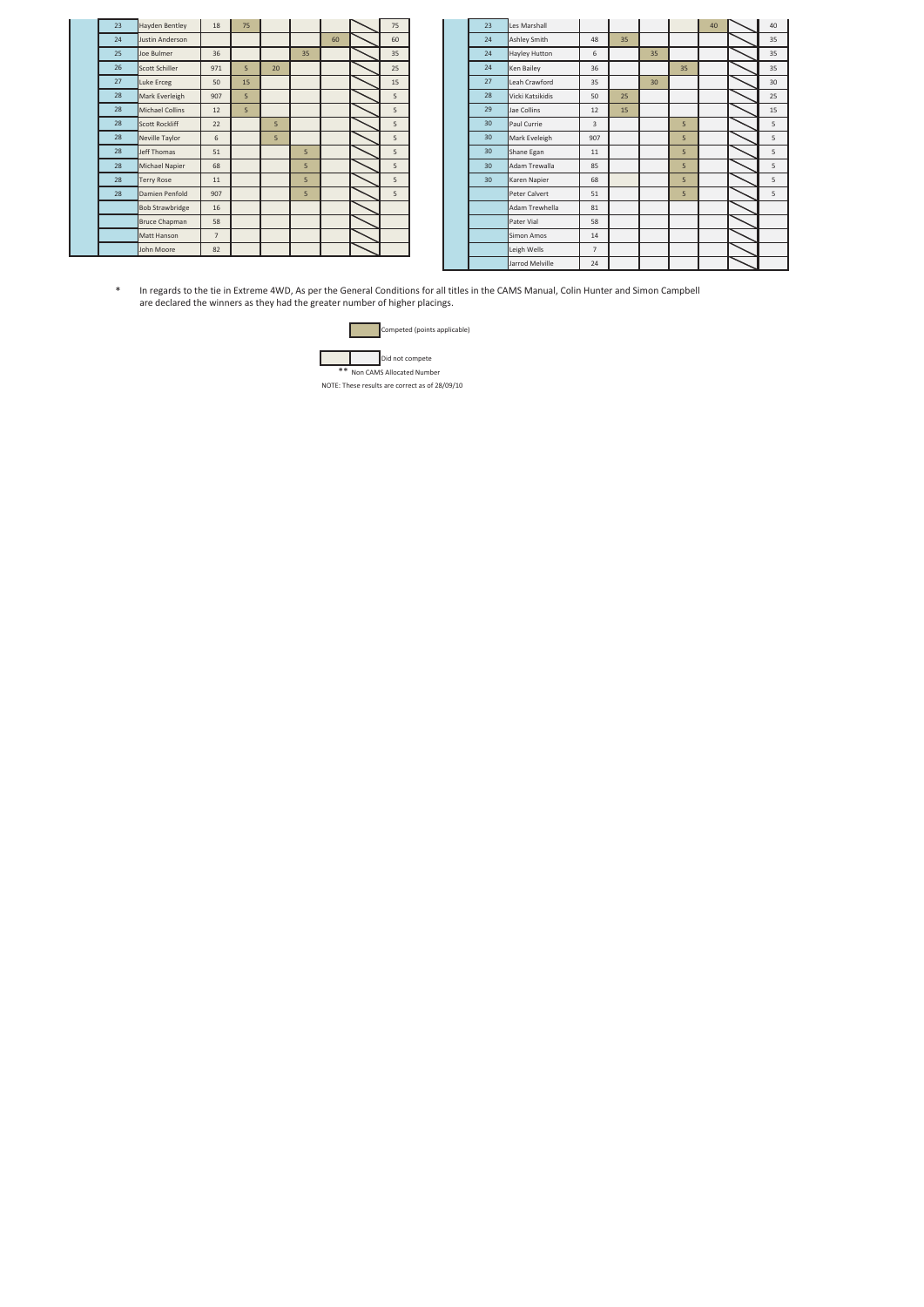| | | | | | | | | |
|---|---|---|---|---|---|---|---|---|
| 23 | Hayden Bentley | 18 | 75 | | | | | 75 |
| 24 | Justin Anderson | | | | | 60 | | 60 |
| 25 | Joe Bulmer | 36 | | | 35 | | | 35 |
| 26 | Scott Schiller | 971 | 5 | 20 | | | | 25 |
| 27 | Luke Erceg | 50 | 15 | | | | | 15 |
| 28 | Mark Everleigh | 907 | 5 | | | | | 5 |
| 28 | Michael Collins | 12 | 5 | | | | | 5 |
| 28 | Scott Rockliff | 22 | | 5 | | | | 5 |
| 28 | Neville Taylor | 6 | | 5 | | | | 5 |
| 28 | Jeff Thomas | 51 | | | 5 | | | 5 |
| 28 | Michael Napier | 68 | | | 5 | | | 5 |
| 28 | Terry Rose | 11 | | | 5 | | | 5 |
| 28 | Damien Penfold | 907 | | | 5 | | | 5 |
| | Bob Strawbridge | 16 | | | | | | |
| | Bruce Chapman | 58 | | | | | | |
| | Matt Hanson | 7 | | | | | | |
| | John Moore | 82 | | | | | | |

| | | | | | | | | |
|---|---|---|---|---|---|---|---|---|
| 23 | Les Marshall | | | | | 40 | | 40 |
| 24 | Ashley Smith | 48 | 35 | | | | | 35 |
| 24 | Hayley Hutton | 6 | | 35 | | | | 35 |
| 24 | Ken Bailey | 36 | | | 35 | | | 35 |
| 27 | Leah Crawford | 35 | | 30 | | | | 30 |
| 28 | Vicki Katsikidis | 50 | 25 | | | | | 25 |
| 29 | Jae Collins | 12 | 15 | | | | | 15 |
| 30 | Paul Currie | 3 | | | 5 | | | 5 |
| 30 | Mark Eveleigh | 907 | | | 5 | | | 5 |
| 30 | Shane Egan | 11 | | | 5 | | | 5 |
| 30 | Adam Trewalla | 85 | | | 5 | | | 5 |
| 30 | Karen Napier | 68 | | | 5 | | | 5 |
| | Peter Calvert | 51 | | | 5 | | | 5 |
| | Adam Trewhella | 81 | | | | | | |
| | Pater Vial | 58 | | | | | | |
| | Simon Amos | 14 | | | | | | |
| | Leigh Wells | 7 | | | | | | |
| | Jarrod Melville | 24 | | | | | | |

\* In regards to the tie in Extreme 4WD, As per the General Conditions for all titles in the CAMS Manual, Colin Hunter and Simon Campbell are declared the winners as they had the greater number of higher placings.

Competed (points applicable)

Did not compete

** Non CAMS Allocated Number

NOTE: These results are correct as of 28/09/10